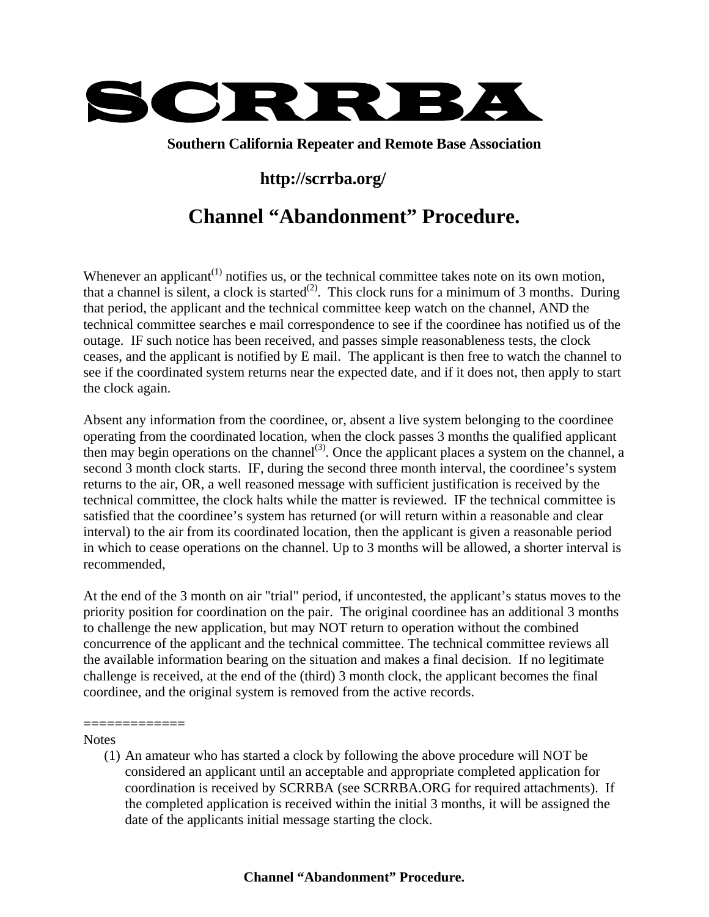# SCRRBA

**Southern California Repeater and Remote Base Association**

**http://scrrba.org/**

## Channel "Abandonment" Procedure.

Whenever an applicant[1] notifies us, or the technical committee takes note on its own motion, that a channel is silent, a clock is started[2]. This clock runs for a minimum of 3 months. During that period, the applicant and the technical committee keep watch on the channel, AND the technical committee searches e mail correspondence to see if the coordinee has notified us of the outage. IF such notice has been received, and passes simple reasonableness tests, the clock ceases, and the applicant is notified by E mail. The applicant is then free to watch the channel to see if the coordinated system returns near the expected date, and if it does not, then apply to start the clock again.

Absent any information from the coordinee, or, absent a live system belonging to the coordinee operating from the coordinated location, when the clock passes 3 months the qualified applicant then may begin operations on the channel[3]. Once the applicant places a system on the channel, a second 3 month clock starts. IF, during the second three month interval, the coordinee's system returns to the air, OR, a well reasoned message with sufficient justification is received by the technical committee, the clock halts while the matter is reviewed. IF the technical committee is satisfied that the coordinee's system has returned (or will return within a reasonable and clear interval) to the air from its coordinated location, then the applicant is given a reasonable period in which to cease operations on the channel. Up to 3 months will be allowed, a shorter interval is recommended,

At the end of the 3 month on air "trial" period, if uncontested, the applicant's status moves to the priority position for coordination on the pair. The original coordinee has an additional 3 months to challenge the new application, but may NOT return to operation without the combined concurrence of the applicant and the technical committee. The technical committee reviews all the available information bearing on the situation and makes a final decision. If no legitimate challenge is received, at the end of the (third) 3 month clock, the applicant becomes the final coordinee, and the original system is removed from the active records.

=============

Notes

1. An amateur who has started a clock by following the above procedure will NOT be considered an applicant until an acceptable and appropriate completed application for coordination is received by SCRRBA (see SCRRBA.ORG for required attachments). If the completed application is received within the initial 3 months, it will be assigned the date of the applicants initial message starting the clock.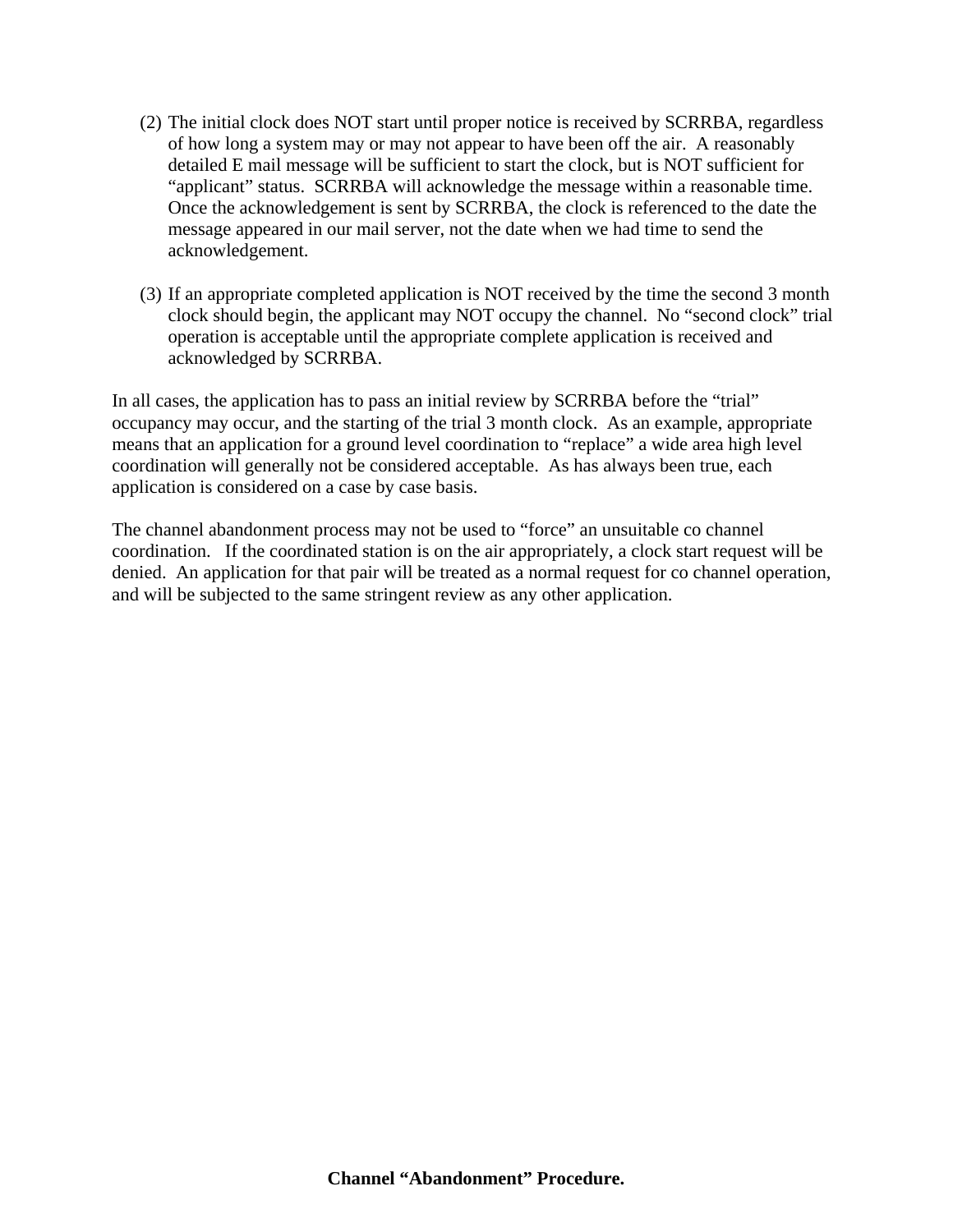(2) The initial clock does NOT start until proper notice is received by SCRRBA, regardless of how long a system may or may not appear to have been off the air. A reasonably detailed E mail message will be sufficient to start the clock, but is NOT sufficient for "applicant" status. SCRRBA will acknowledge the message within a reasonable time. Once the acknowledgement is sent by SCRRBA, the clock is referenced to the date the message appeared in our mail server, not the date when we had time to send the acknowledgement.

(3) If an appropriate completed application is NOT received by the time the second 3 month clock should begin, the applicant may NOT occupy the channel. No "second clock" trial operation is acceptable until the appropriate complete application is received and acknowledged by SCRRBA.

In all cases, the application has to pass an initial review by SCRRBA before the "trial" occupancy may occur, and the starting of the trial 3 month clock. As an example, appropriate means that an application for a ground level coordination to "replace" a wide area high level coordination will generally not be considered acceptable. As has always been true, each application is considered on a case by case basis.

The channel abandonment process may not be used to "force" an unsuitable co channel coordination. If the coordinated station is on the air appropriately, a clock start request will be denied. An application for that pair will be treated as a normal request for co channel operation, and will be subjected to the same stringent review as any other application.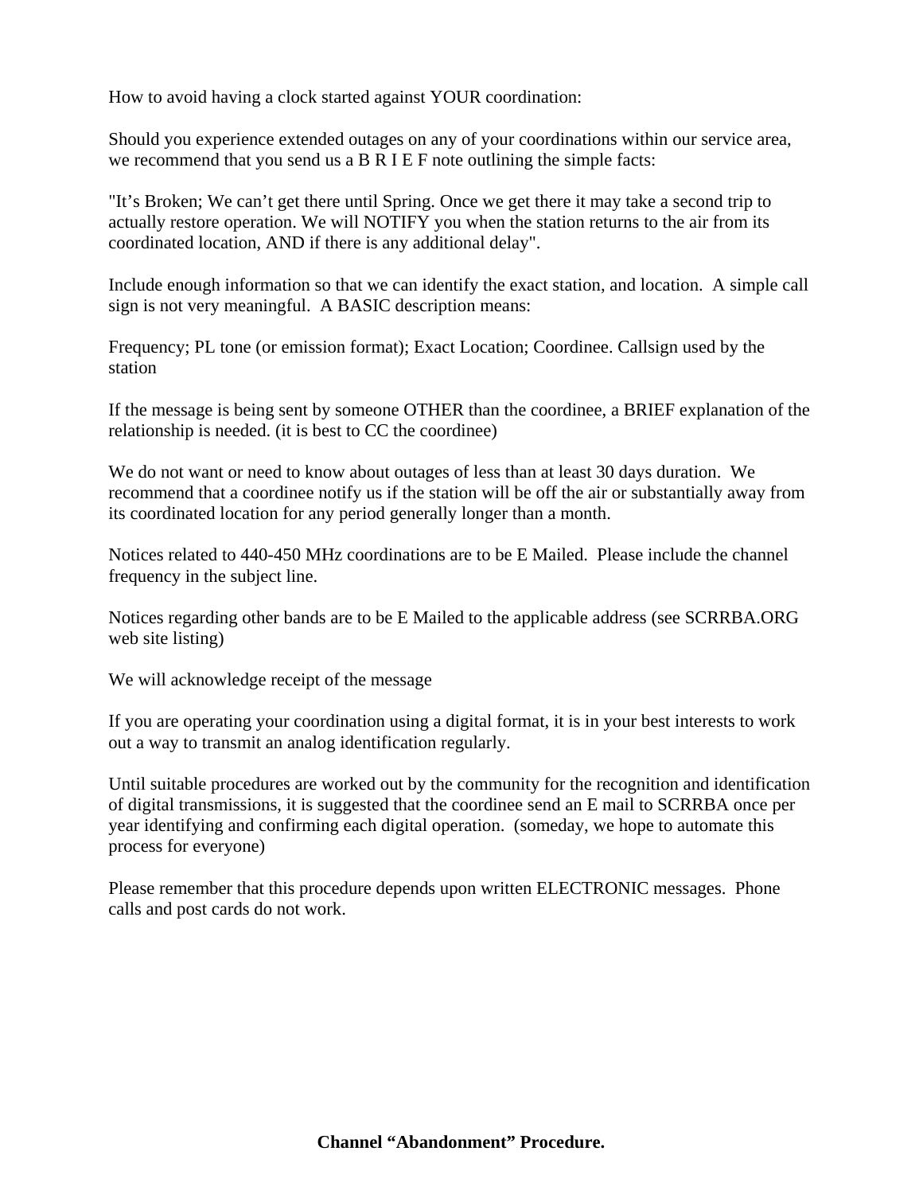How to avoid having a clock started against YOUR coordination:

Should you experience extended outages on any of your coordinations within our service area, we recommend that you send us a B R I E F note outlining the simple facts:

"It's Broken; We can't get there until Spring. Once we get there it may take a second trip to actually restore operation. We will NOTIFY you when the station returns to the air from its coordinated location, AND if there is any additional delay".

Include enough information so that we can identify the exact station, and location. A simple call sign is not very meaningful. A BASIC description means:

Frequency; PL tone (or emission format); Exact Location; Coordinee. Callsign used by the station

If the message is being sent by someone OTHER than the coordinee, a BRIEF explanation of the relationship is needed. (it is best to CC the coordinee)

We do not want or need to know about outages of less than at least 30 days duration. We recommend that a coordinee notify us if the station will be off the air or substantially away from its coordinated location for any period generally longer than a month.

Notices related to 440-450 MHz coordinations are to be E Mailed. Please include the channel frequency in the subject line.

Notices regarding other bands are to be E Mailed to the applicable address (see SCRRBA.ORG web site listing)

We will acknowledge receipt of the message

If you are operating your coordination using a digital format, it is in your best interests to work out a way to transmit an analog identification regularly.

Until suitable procedures are worked out by the community for the recognition and identification of digital transmissions, it is suggested that the coordinee send an E mail to SCRRBA once per year identifying and confirming each digital operation. (someday, we hope to automate this process for everyone)

Please remember that this procedure depends upon written ELECTRONIC messages. Phone calls and post cards do not work.

**Channel "Abandonment" Procedure.**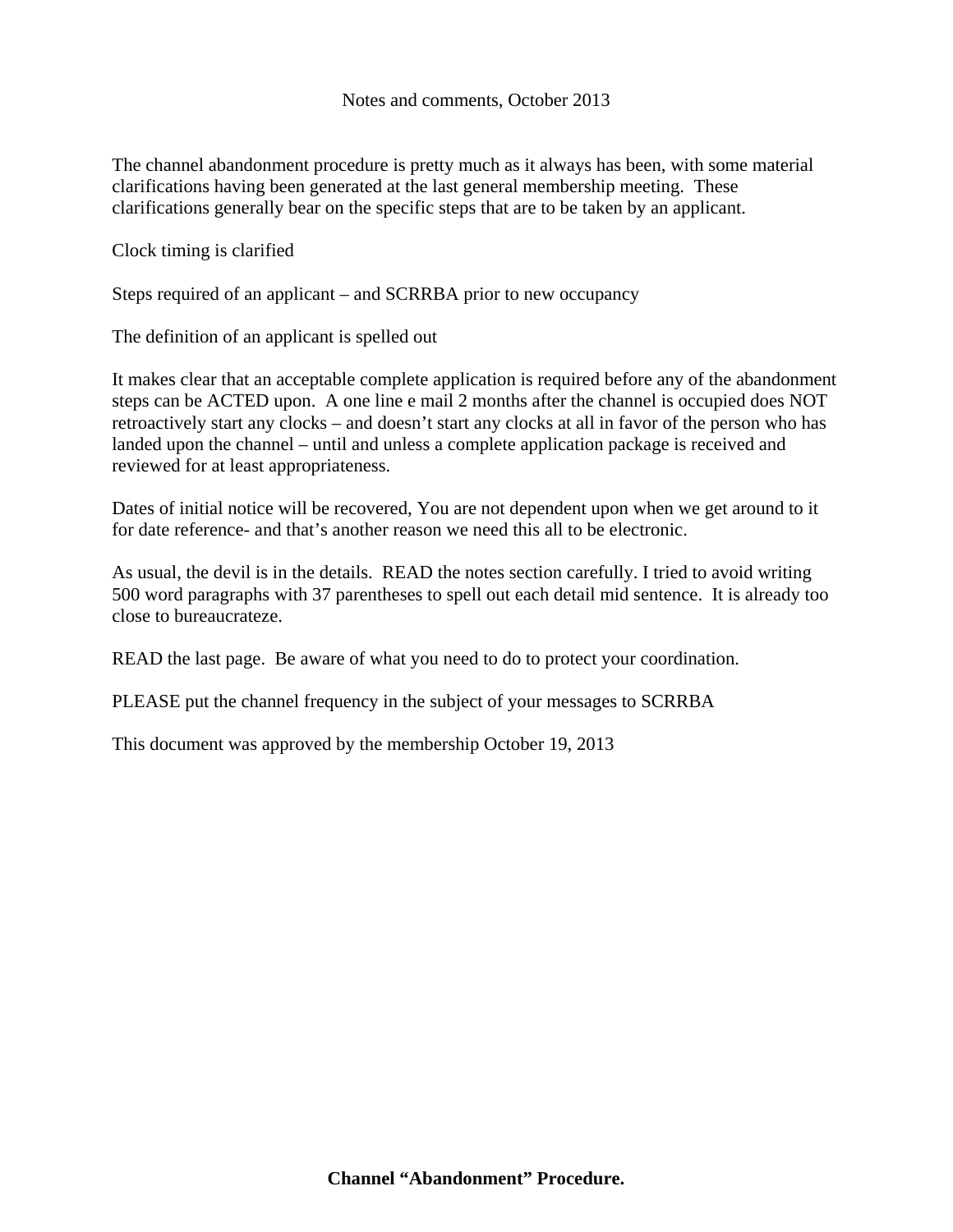Notes and comments, October 2013

The channel abandonment procedure is pretty much as it always has been, with some material clarifications having been generated at the last general membership meeting. These clarifications generally bear on the specific steps that are to be taken by an applicant.

Clock timing is clarified

Steps required of an applicant – and SCRRBA prior to new occupancy

The definition of an applicant is spelled out

It makes clear that an acceptable complete application is required before any of the abandonment steps can be ACTED upon. A one line e mail 2 months after the channel is occupied does NOT retroactively start any clocks – and doesn't start any clocks at all in favor of the person who has landed upon the channel – until and unless a complete application package is received and reviewed for at least appropriateness.

Dates of initial notice will be recovered, You are not dependent upon when we get around to it for date reference- and that's another reason we need this all to be electronic.

As usual, the devil is in the details. READ the notes section carefully. I tried to avoid writing 500 word paragraphs with 37 parentheses to spell out each detail mid sentence. It is already too close to bureaucrateze.

READ the last page. Be aware of what you need to do to protect your coordination.

PLEASE put the channel frequency in the subject of your messages to SCRRBA

This document was approved by the membership October 19, 2013

**Channel "Abandonment" Procedure.**